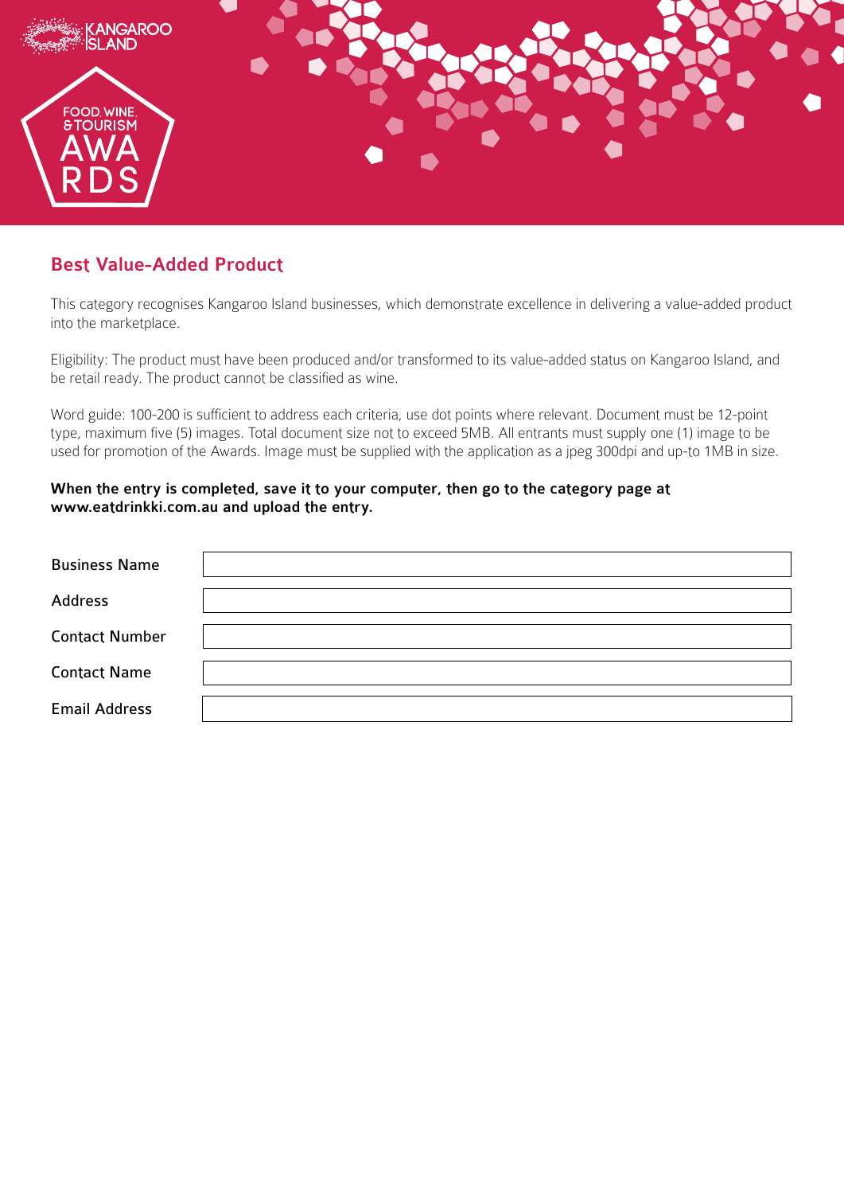KANGAROO ISLAND

FOOD, WINE, & TOURISM AWARDS

## Best Value-Added Product

This category recognises Kangaroo Island businesses, which demonstrate excellence in delivering a value-added product into the marketplace.

Eligibility: The product must have been produced and/or transformed to its value-added status on Kangaroo Island, and be retail ready. The product cannot be classified as wine.

Word guide: 100-200 is sufficient to address each criteria, use dot points where relevant. Document must be 12-point type, maximum five (5) images. Total document size not to exceed 5MB. All entrants must supply one (1) image to be used for promotion of the Awards. Image must be supplied with the application as a jpeg 300dpi and up-to 1MB in size.

**When the entry is completed, save it to your computer, then go to the category page at www.eatdrinkki.com.au and upload the entry.**

| | |
|---|---|
| Business Name | |
| Address | |
| Contact Number | |
| Contact Name | |
| Email Address | |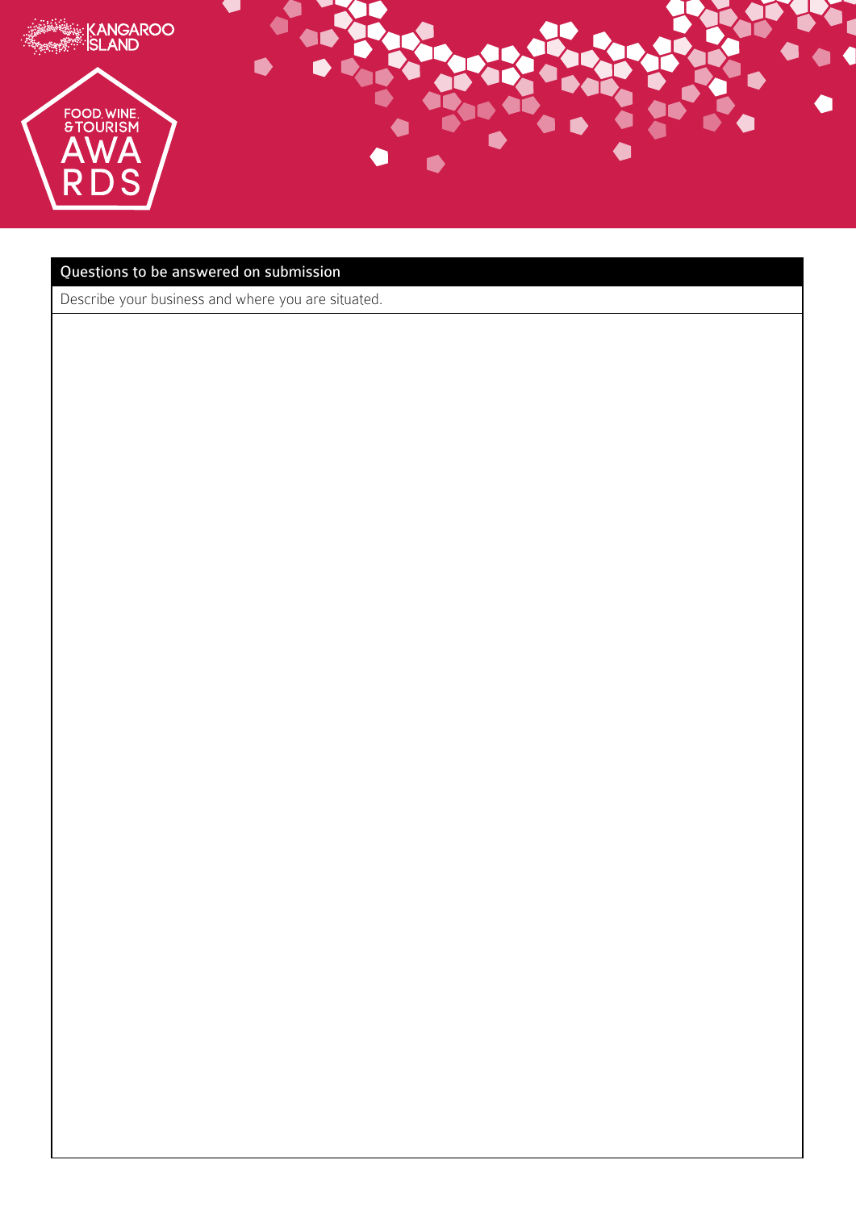| Questions to be answered on submission |
| --- |
| Describe your business and where you are situated. |
| |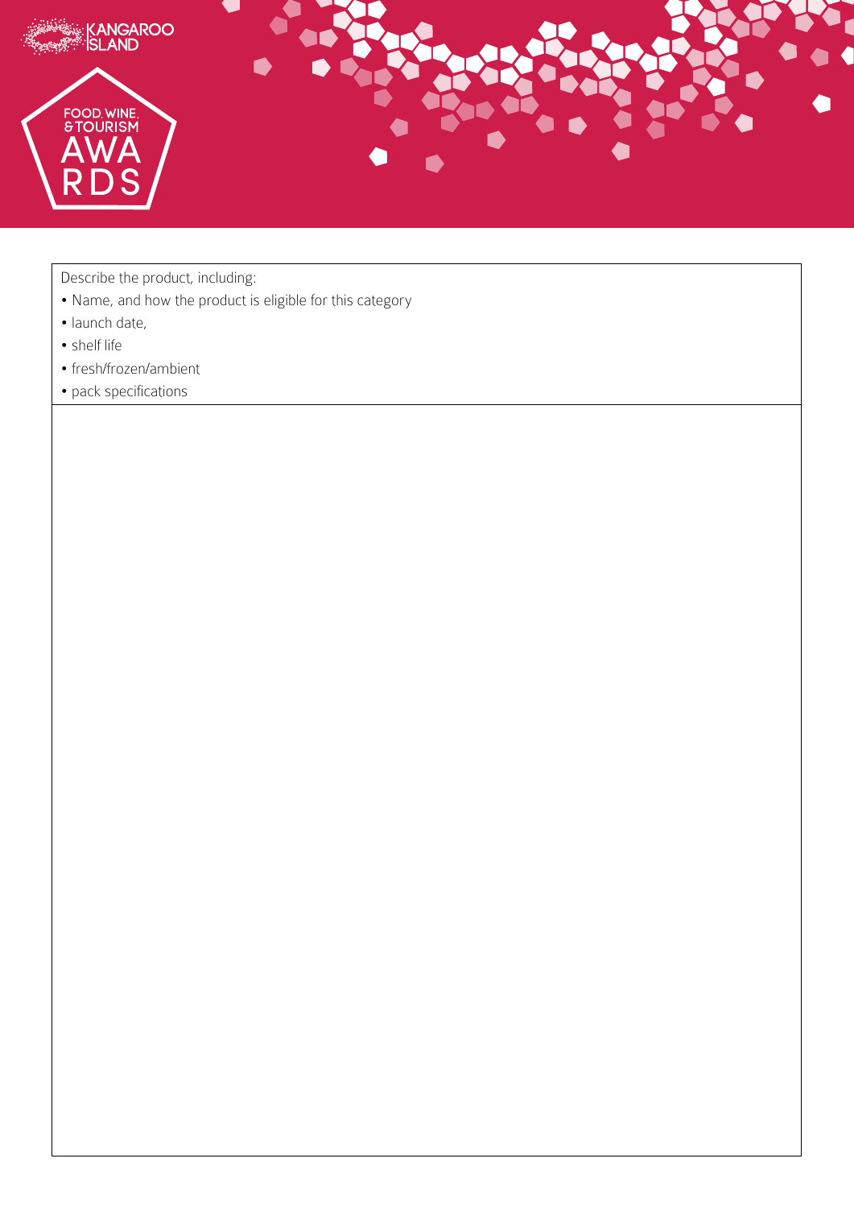Describe the product, including:

- Name, and how the product is eligible for this category
- launch date,
- shelf life
- fresh/frozen/ambient
- pack specifications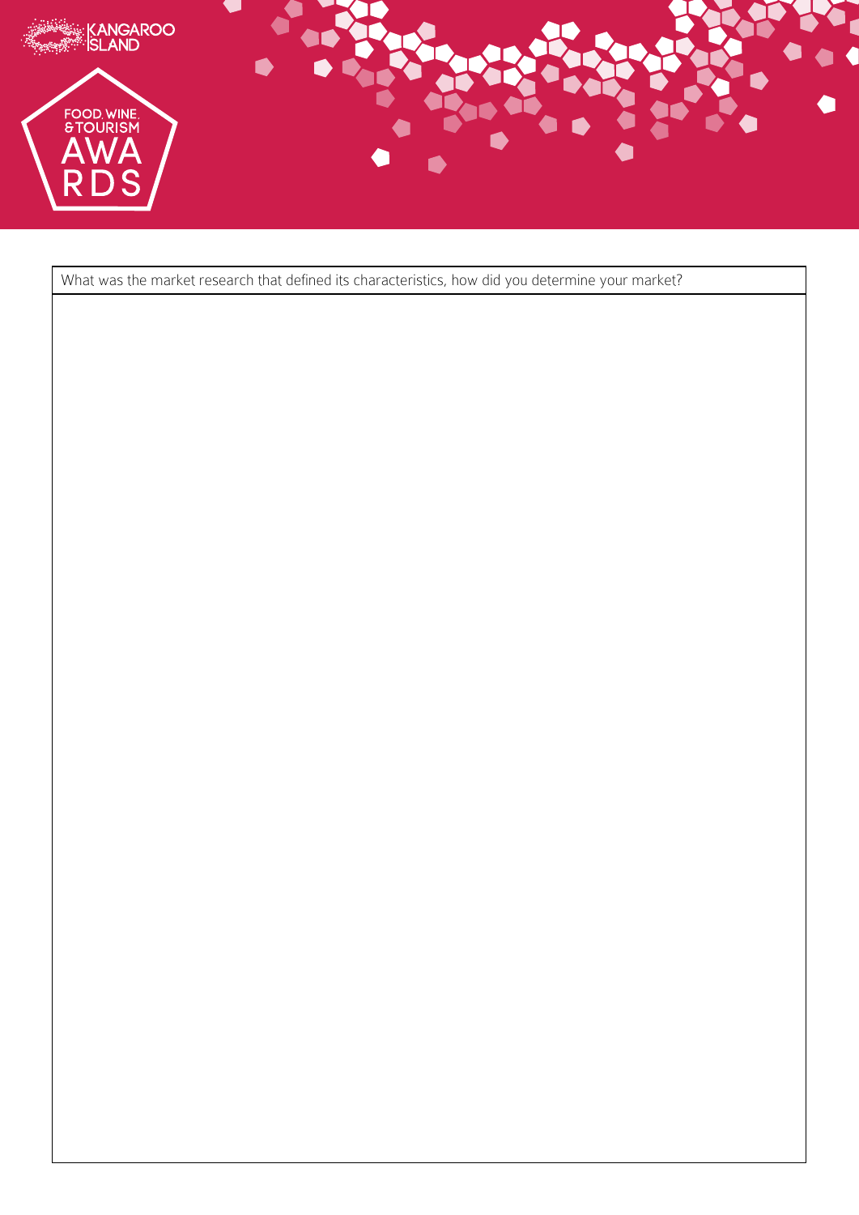| What was the market research that defined its characteristics, how did you determine your market? |
| --- |
| |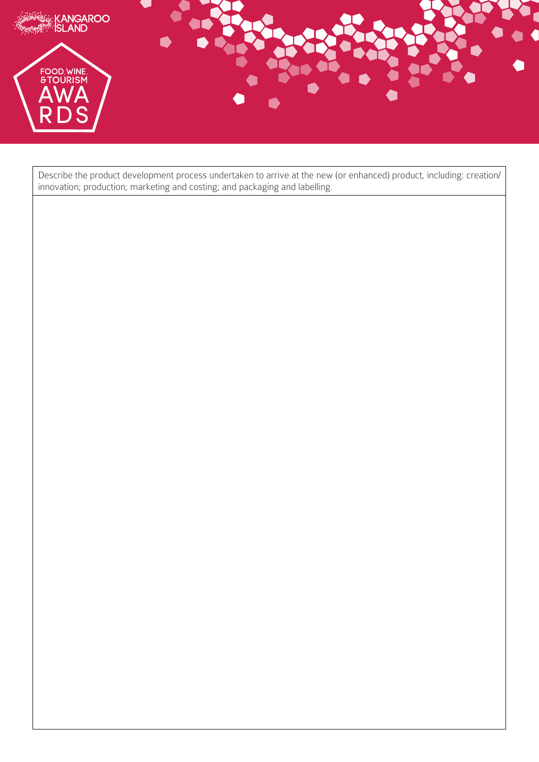| Describe the product development process undertaken to arrive at the new (or enhanced) product, including: creation/innovation; production; marketing and costing; and packaging and labelling. |
| --- |
| |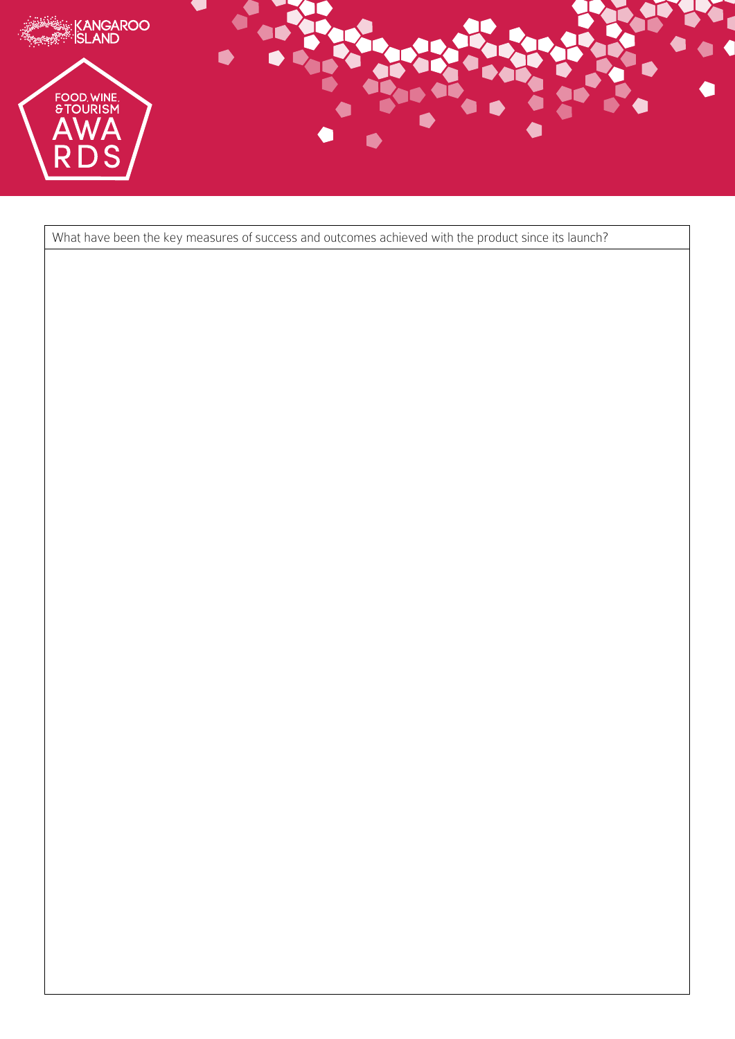What have been the key measures of success and outcomes achieved with the product since its launch?

| |
| --- |
| |